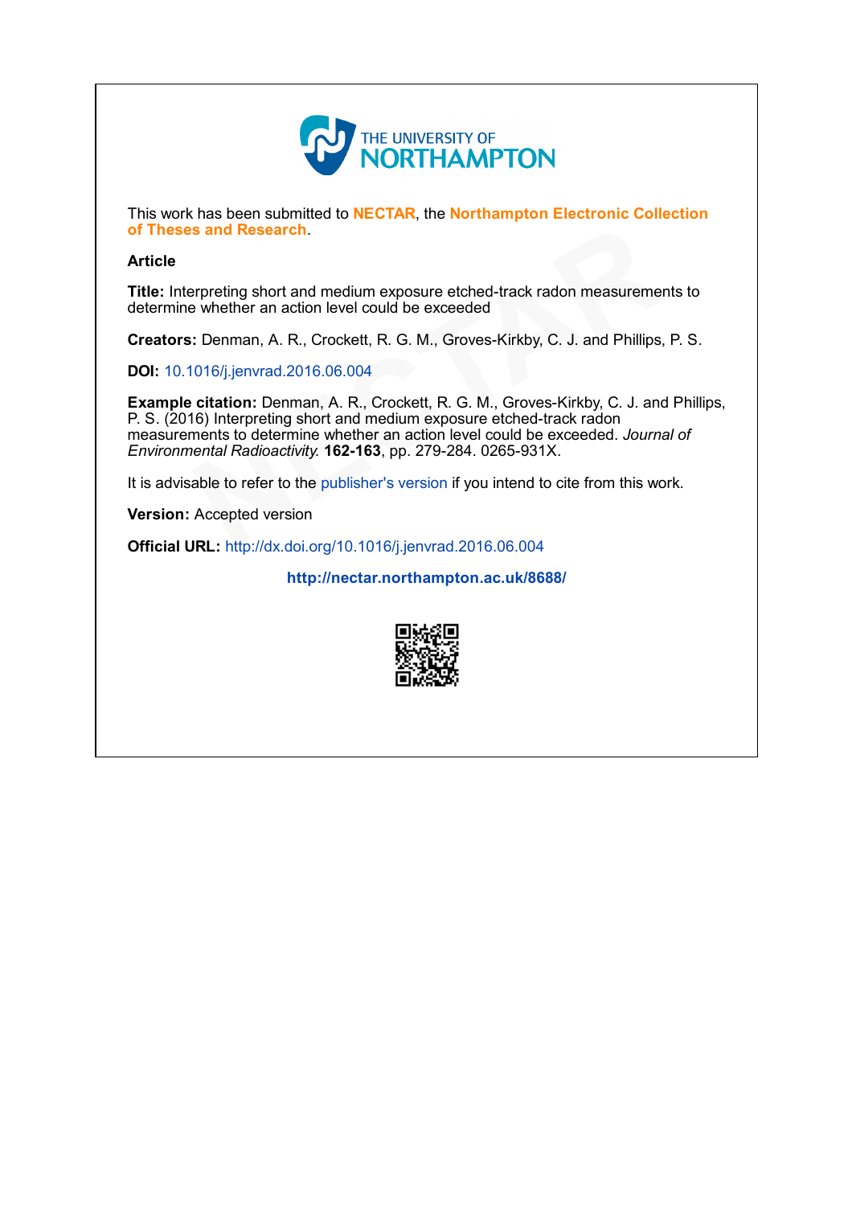THE UNIVERSITY OF NORTHAMPTON

This work has been submitted to **NECTAR**, the **Northampton Electronic Collection of Theses and Research**.

**Article**

**Title:** Interpreting short and medium exposure etched-track radon measurements to determine whether an action level could be exceeded

**Creators:** Denman, A. R., Crockett, R. G. M., Groves-Kirkby, C. J. and Phillips, P. S.

**DOI:** 10.1016/j.jenvrad.2016.06.004

**Example citation:** Denman, A. R., Crockett, R. G. M., Groves-Kirkby, C. J. and Phillips, P. S. (2016) Interpreting short and medium exposure etched-track radon measurements to determine whether an action level could be exceeded. *Journal of Environmental Radioactivity.* **162-163**, pp. 279-284. 0265-931X.

It is advisable to refer to the publisher's version if you intend to cite from this work.

**Version:** Accepted version

**Official URL:** http://dx.doi.org/10.1016/j.jenvrad.2016.06.004

**http://nectar.northampton.ac.uk/8688/**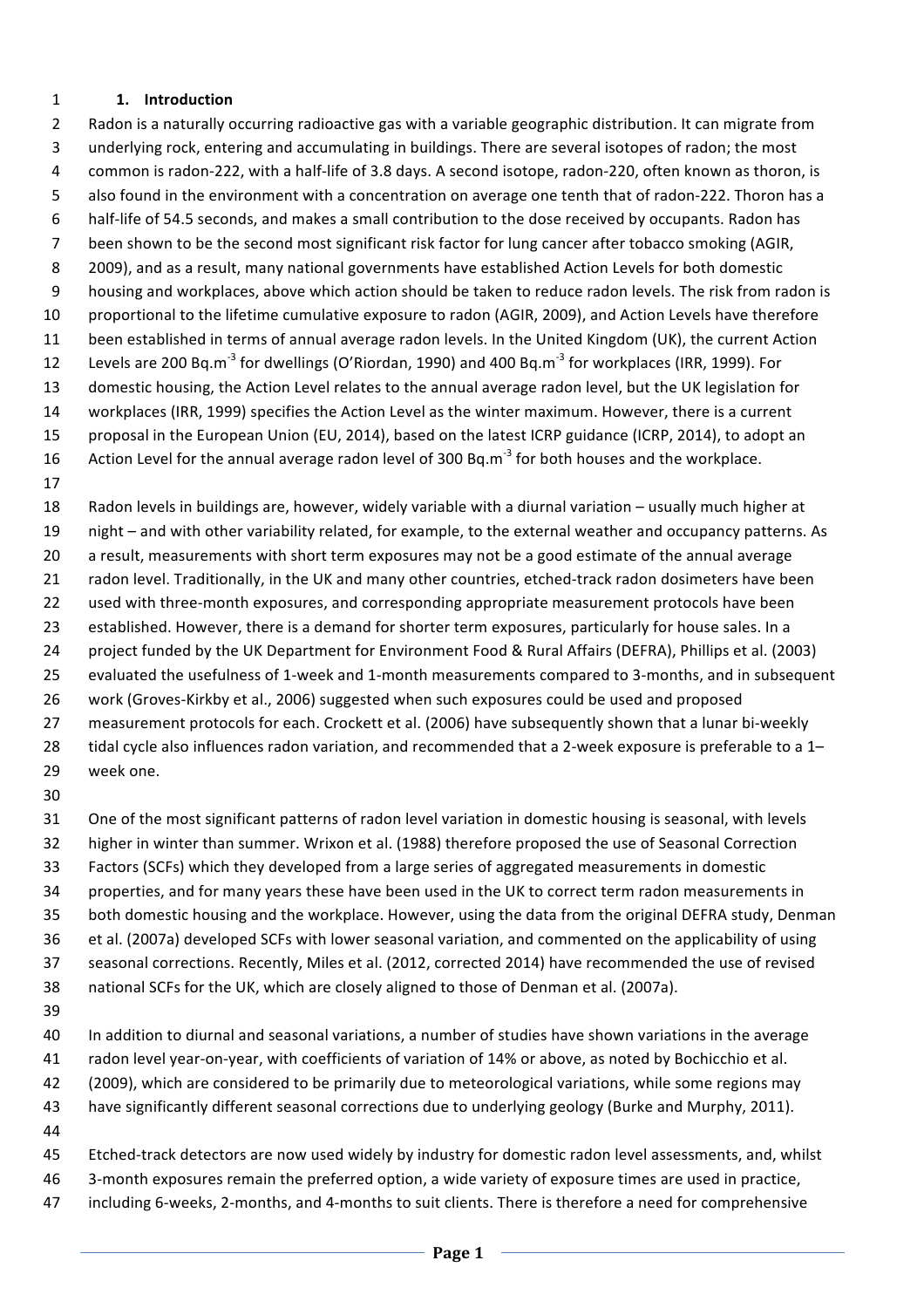## 1. Introduction

Radon is a naturally occurring radioactive gas with a variable geographic distribution. It can migrate from underlying rock, entering and accumulating in buildings. There are several isotopes of radon; the most common is radon-222, with a half-life of 3.8 days. A second isotope, radon-220, often known as thoron, is also found in the environment with a concentration on average one tenth that of radon-222. Thoron has a half-life of 54.5 seconds, and makes a small contribution to the dose received by occupants. Radon has been shown to be the second most significant risk factor for lung cancer after tobacco smoking (AGIR, 2009), and as a result, many national governments have established Action Levels for both domestic housing and workplaces, above which action should be taken to reduce radon levels. The risk from radon is proportional to the lifetime cumulative exposure to radon (AGIR, 2009), and Action Levels have therefore been established in terms of annual average radon levels. In the United Kingdom (UK), the current Action Levels are 200 $Bq.m^{-3}$ for dwellings (O'Riordan, 1990) and 400 $Bq.m^{-3}$ for workplaces (IRR, 1999). For domestic housing, the Action Level relates to the annual average radon level, but the UK legislation for workplaces (IRR, 1999) specifies the Action Level as the winter maximum. However, there is a current proposal in the European Union (EU, 2014), based on the latest ICRP guidance (ICRP, 2014), to adopt an Action Level for the annual average radon level of 300 $Bq.m^{-3}$ for both houses and the workplace.

Radon levels in buildings are, however, widely variable with a diurnal variation – usually much higher at night – and with other variability related, for example, to the external weather and occupancy patterns. As a result, measurements with short term exposures may not be a good estimate of the annual average radon level. Traditionally, in the UK and many other countries, etched-track radon dosimeters have been used with three-month exposures, and corresponding appropriate measurement protocols have been established. However, there is a demand for shorter term exposures, particularly for house sales. In a project funded by the UK Department for Environment Food & Rural Affairs (DEFRA), Phillips et al. (2003) evaluated the usefulness of 1-week and 1-month measurements compared to 3-months, and in subsequent work (Groves-Kirkby et al., 2006) suggested when such exposures could be used and proposed measurement protocols for each. Crockett et al. (2006) have subsequently shown that a lunar bi-weekly tidal cycle also influences radon variation, and recommended that a 2-week exposure is preferable to a 1–week one.

One of the most significant patterns of radon level variation in domestic housing is seasonal, with levels higher in winter than summer. Wrixon et al. (1988) therefore proposed the use of Seasonal Correction Factors (SCFs) which they developed from a large series of aggregated measurements in domestic properties, and for many years these have been used in the UK to correct term radon measurements in both domestic housing and the workplace. However, using the data from the original DEFRA study, Denman et al. (2007a) developed SCFs with lower seasonal variation, and commented on the applicability of using seasonal corrections. Recently, Miles et al. (2012, corrected 2014) have recommended the use of revised national SCFs for the UK, which are closely aligned to those of Denman et al. (2007a).

In addition to diurnal and seasonal variations, a number of studies have shown variations in the average radon level year-on-year, with coefficients of variation of 14% or above, as noted by Bochicchio et al. (2009), which are considered to be primarily due to meteorological variations, while some regions may have significantly different seasonal corrections due to underlying geology (Burke and Murphy, 2011).

Etched-track detectors are now used widely by industry for domestic radon level assessments, and, whilst 3-month exposures remain the preferred option, a wide variety of exposure times are used in practice, including 6-weeks, 2-months, and 4-months to suit clients. There is therefore a need for comprehensive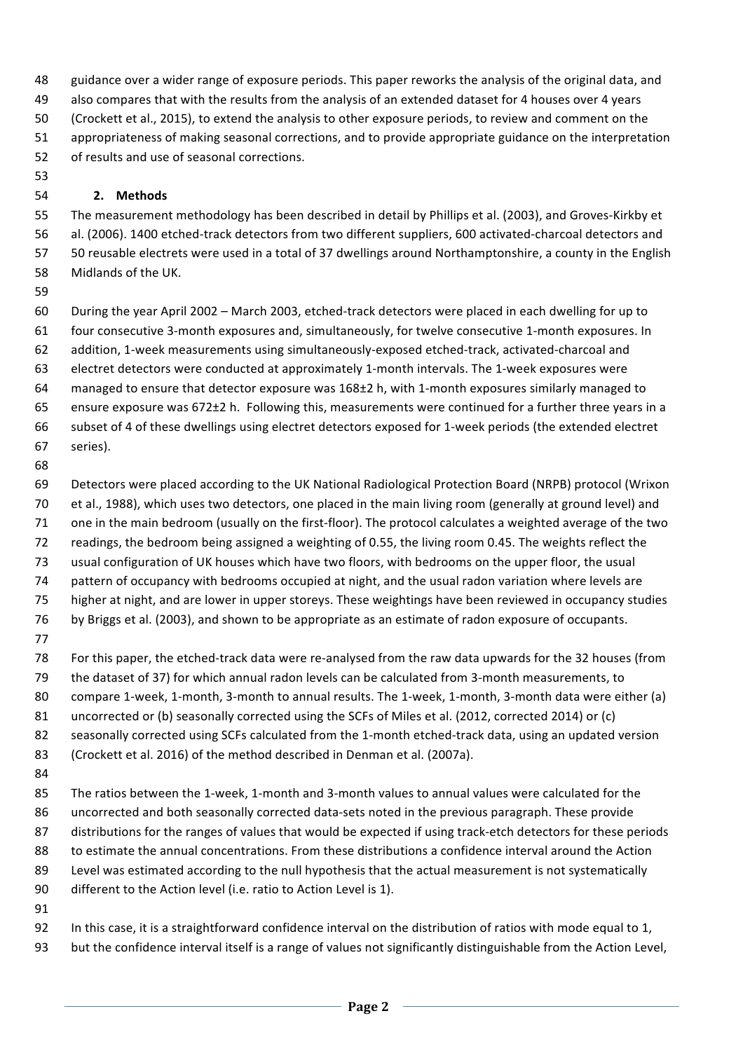guidance over a wider range of exposure periods. This paper reworks the analysis of the original data, and also compares that with the results from the analysis of an extended dataset for 4 houses over 4 years (Crockett et al., 2015), to extend the analysis to other exposure periods, to review and comment on the appropriateness of making seasonal corrections, and to provide appropriate guidance on the interpretation of results and use of seasonal corrections.

## 2. Methods

The measurement methodology has been described in detail by Phillips et al. (2003), and Groves-Kirkby et al. (2006). 1400 etched-track detectors from two different suppliers, 600 activated-charcoal detectors and 50 reusable electrets were used in a total of 37 dwellings around Northamptonshire, a county in the English Midlands of the UK.

During the year April 2002 – March 2003, etched-track detectors were placed in each dwelling for up to four consecutive 3-month exposures and, simultaneously, for twelve consecutive 1-month exposures. In addition, 1-week measurements using simultaneously-exposed etched-track, activated-charcoal and electret detectors were conducted at approximately 1-month intervals. The 1-week exposures were managed to ensure that detector exposure was 168±2 h, with 1-month exposures similarly managed to ensure exposure was 672±2 h. Following this, measurements were continued for a further three years in a subset of 4 of these dwellings using electret detectors exposed for 1-week periods (the extended electret series).

Detectors were placed according to the UK National Radiological Protection Board (NRPB) protocol (Wrixon et al., 1988), which uses two detectors, one placed in the main living room (generally at ground level) and one in the main bedroom (usually on the first-floor). The protocol calculates a weighted average of the two readings, the bedroom being assigned a weighting of 0.55, the living room 0.45. The weights reflect the usual configuration of UK houses which have two floors, with bedrooms on the upper floor, the usual pattern of occupancy with bedrooms occupied at night, and the usual radon variation where levels are higher at night, and are lower in upper storeys. These weightings have been reviewed in occupancy studies by Briggs et al. (2003), and shown to be appropriate as an estimate of radon exposure of occupants.

For this paper, the etched-track data were re-analysed from the raw data upwards for the 32 houses (from the dataset of 37) for which annual radon levels can be calculated from 3-month measurements, to compare 1-week, 1-month, 3-month to annual results. The 1-week, 1-month, 3-month data were either (a) uncorrected or (b) seasonally corrected using the SCFs of Miles et al. (2012, corrected 2014) or (c) seasonally corrected using SCFs calculated from the 1-month etched-track data, using an updated version (Crockett et al. 2016) of the method described in Denman et al. (2007a).

The ratios between the 1-week, 1-month and 3-month values to annual values were calculated for the uncorrected and both seasonally corrected data-sets noted in the previous paragraph. These provide distributions for the ranges of values that would be expected if using track-etch detectors for these periods to estimate the annual concentrations. From these distributions a confidence interval around the Action Level was estimated according to the null hypothesis that the actual measurement is not systematically different to the Action level (i.e. ratio to Action Level is 1).

In this case, it is a straightforward confidence interval on the distribution of ratios with mode equal to 1, but the confidence interval itself is a range of values not significantly distinguishable from the Action Level,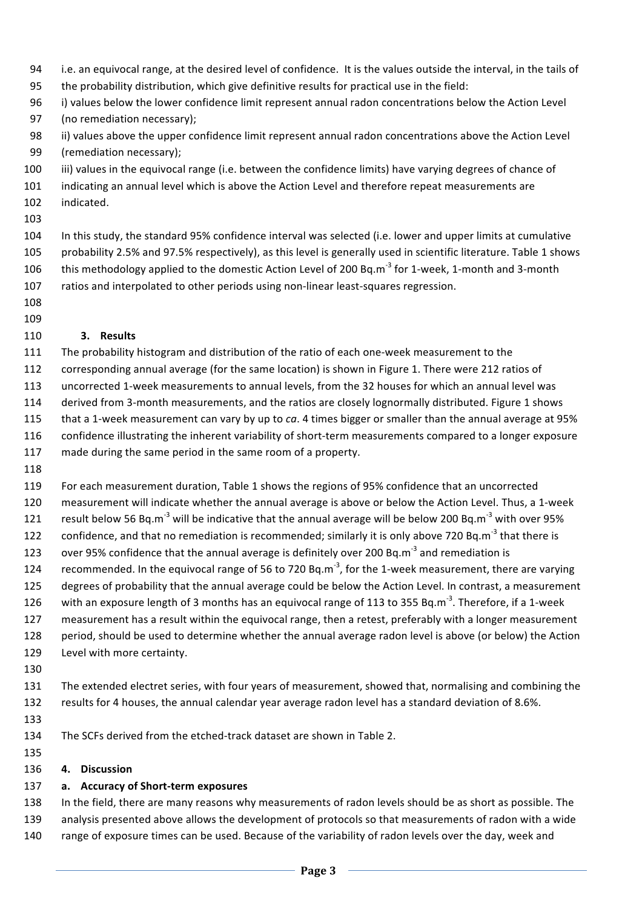i.e. an equivocal range, at the desired level of confidence. It is the values outside the interval, in the tails of the probability distribution, which give definitive results for practical use in the field:

i) values below the lower confidence limit represent annual radon concentrations below the Action Level (no remediation necessary);

ii) values above the upper confidence limit represent annual radon concentrations above the Action Level (remediation necessary);

iii) values in the equivocal range (i.e. between the confidence limits) have varying degrees of chance of indicating an annual level which is above the Action Level and therefore repeat measurements are indicated.

In this study, the standard 95% confidence interval was selected (i.e. lower and upper limits at cumulative probability 2.5% and 97.5% respectively), as this level is generally used in scientific literature. Table 1 shows this methodology applied to the domestic Action Level of 200 $Bq.m^{-3}$ for 1-week, 1-month and 3-month ratios and interpolated to other periods using non-linear least-squares regression.

## 3. Results

The probability histogram and distribution of the ratio of each one-week measurement to the corresponding annual average (for the same location) is shown in Figure 1. There were 212 ratios of uncorrected 1-week measurements to annual levels, from the 32 houses for which an annual level was derived from 3-month measurements, and the ratios are closely lognormally distributed. Figure 1 shows that a 1-week measurement can vary by up to *ca*. 4 times bigger or smaller than the annual average at 95% confidence illustrating the inherent variability of short-term measurements compared to a longer exposure made during the same period in the same room of a property.

For each measurement duration, Table 1 shows the regions of 95% confidence that an uncorrected measurement will indicate whether the annual average is above or below the Action Level. Thus, a 1-week result below 56 $Bq.m^{-3}$ will be indicative that the annual average will be below 200 $Bq.m^{-3}$ with over 95% confidence, and that no remediation is recommended; similarly it is only above 720 $Bq.m^{-3}$ that there is over 95% confidence that the annual average is definitely over 200 $Bq.m^{-3}$ and remediation is recommended. In the equivocal range of 56 to 720 $Bq.m^{-3}$, for the 1-week measurement, there are varying degrees of probability that the annual average could be below the Action Level. In contrast, a measurement with an exposure length of 3 months has an equivocal range of 113 to 355 $Bq.m^{-3}$. Therefore, if a 1-week measurement has a result within the equivocal range, then a retest, preferably with a longer measurement period, should be used to determine whether the annual average radon level is above (or below) the Action Level with more certainty.

The extended electret series, with four years of measurement, showed that, normalising and combining the results for 4 houses, the annual calendar year average radon level has a standard deviation of 8.6%.

The SCFs derived from the etched-track dataset are shown in Table 2.

## 4. Discussion

### a. Accuracy of Short-term exposures

In the field, there are many reasons why measurements of radon levels should be as short as possible. The analysis presented above allows the development of protocols so that measurements of radon with a wide range of exposure times can be used. Because of the variability of radon levels over the day, week and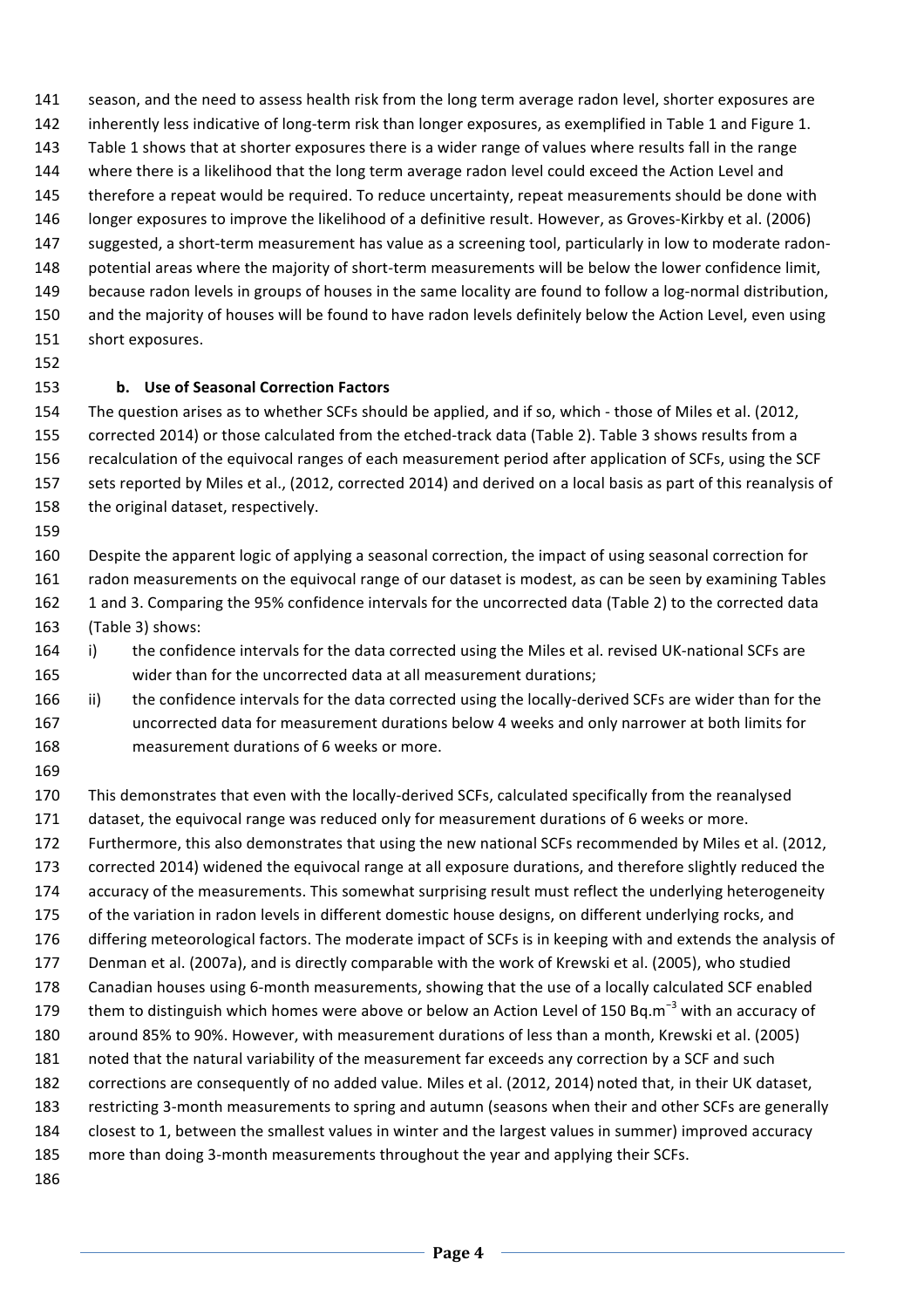season, and the need to assess health risk from the long term average radon level, shorter exposures are inherently less indicative of long-term risk than longer exposures, as exemplified in Table 1 and Figure 1. Table 1 shows that at shorter exposures there is a wider range of values where results fall in the range where there is a likelihood that the long term average radon level could exceed the Action Level and therefore a repeat would be required. To reduce uncertainty, repeat measurements should be done with longer exposures to improve the likelihood of a definitive result. However, as Groves-Kirkby et al. (2006) suggested, a short-term measurement has value as a screening tool, particularly in low to moderate radon-potential areas where the majority of short-term measurements will be below the lower confidence limit, because radon levels in groups of houses in the same locality are found to follow a log-normal distribution, and the majority of houses will be found to have radon levels definitely below the Action Level, even using short exposures.

### b. Use of Seasonal Correction Factors

The question arises as to whether SCFs should be applied, and if so, which - those of Miles et al. (2012, corrected 2014) or those calculated from the etched-track data (Table 2). Table 3 shows results from a recalculation of the equivocal ranges of each measurement period after application of SCFs, using the SCF sets reported by Miles et al., (2012, corrected 2014) and derived on a local basis as part of this reanalysis of the original dataset, respectively.

Despite the apparent logic of applying a seasonal correction, the impact of using seasonal correction for radon measurements on the equivocal range of our dataset is modest, as can be seen by examining Tables 1 and 3. Comparing the 95% confidence intervals for the uncorrected data (Table 2) to the corrected data (Table 3) shows:

i) the confidence intervals for the data corrected using the Miles et al. revised UK-national SCFs are wider than for the uncorrected data at all measurement durations;
ii) the confidence intervals for the data corrected using the locally-derived SCFs are wider than for the uncorrected data for measurement durations below 4 weeks and only narrower at both limits for measurement durations of 6 weeks or more.

This demonstrates that even with the locally-derived SCFs, calculated specifically from the reanalysed dataset, the equivocal range was reduced only for measurement durations of 6 weeks or more. Furthermore, this also demonstrates that using the new national SCFs recommended by Miles et al. (2012, corrected 2014) widened the equivocal range at all exposure durations, and therefore slightly reduced the accuracy of the measurements. This somewhat surprising result must reflect the underlying heterogeneity of the variation in radon levels in different domestic house designs, on different underlying rocks, and differing meteorological factors. The moderate impact of SCFs is in keeping with and extends the analysis of Denman et al. (2007a), and is directly comparable with the work of Krewski et al. (2005), who studied Canadian houses using 6-month measurements, showing that the use of a locally calculated SCF enabled them to distinguish which homes were above or below an Action Level of 150 $Bq.m^{-3}$ with an accuracy of around 85% to 90%. However, with measurement durations of less than a month, Krewski et al. (2005) noted that the natural variability of the measurement far exceeds any correction by a SCF and such corrections are consequently of no added value. Miles et al. (2012, 2014) noted that, in their UK dataset, restricting 3-month measurements to spring and autumn (seasons when their and other SCFs are generally closest to 1, between the smallest values in winter and the largest values in summer) improved accuracy more than doing 3-month measurements throughout the year and applying their SCFs.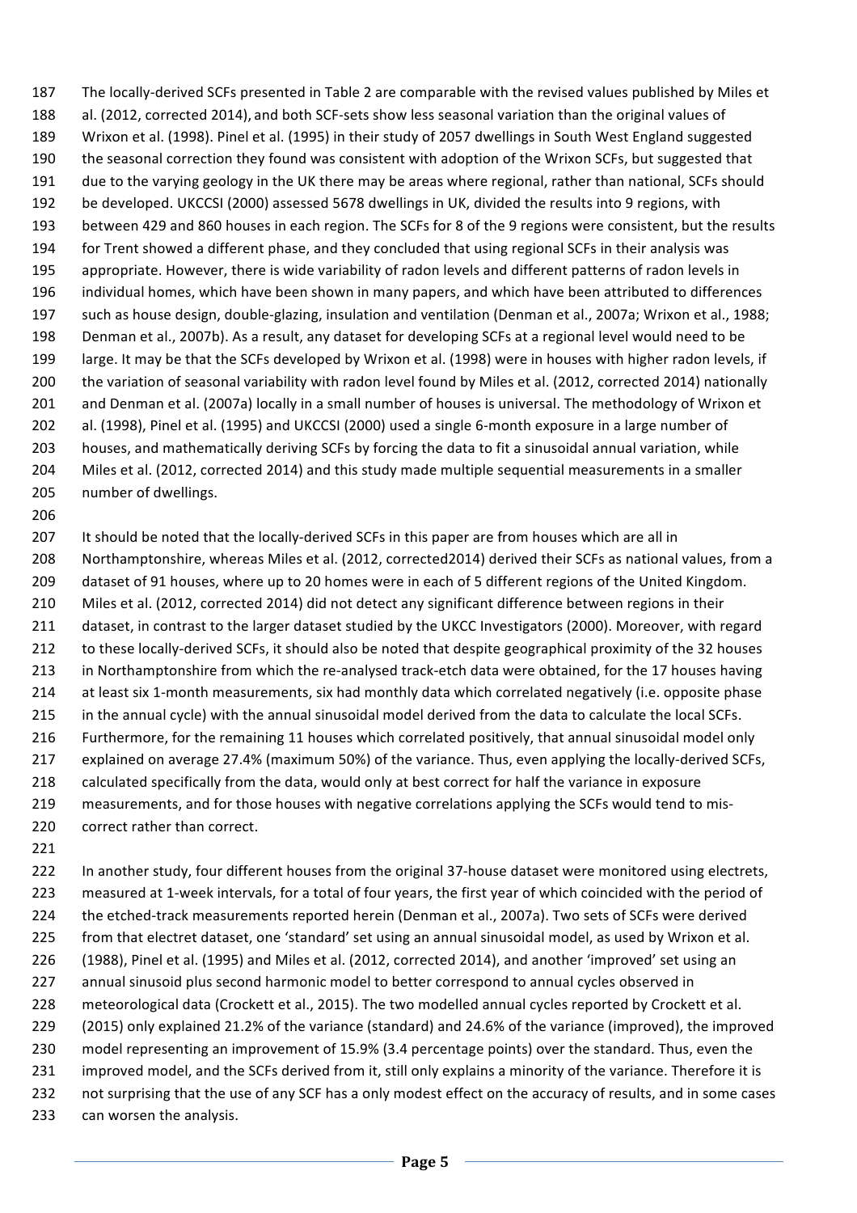The locally-derived SCFs presented in Table 2 are comparable with the revised values published by Miles et al. (2012, corrected 2014), and both SCF-sets show less seasonal variation than the original values of Wrixon et al. (1998). Pinel et al. (1995) in their study of 2057 dwellings in South West England suggested the seasonal correction they found was consistent with adoption of the Wrixon SCFs, but suggested that due to the varying geology in the UK there may be areas where regional, rather than national, SCFs should be developed. UKCCSI (2000) assessed 5678 dwellings in UK, divided the results into 9 regions, with between 429 and 860 houses in each region. The SCFs for 8 of the 9 regions were consistent, but the results for Trent showed a different phase, and they concluded that using regional SCFs in their analysis was appropriate. However, there is wide variability of radon levels and different patterns of radon levels in individual homes, which have been shown in many papers, and which have been attributed to differences such as house design, double-glazing, insulation and ventilation (Denman et al., 2007a; Wrixon et al., 1988; Denman et al., 2007b). As a result, any dataset for developing SCFs at a regional level would need to be large. It may be that the SCFs developed by Wrixon et al. (1998) were in houses with higher radon levels, if the variation of seasonal variability with radon level found by Miles et al. (2012, corrected 2014) nationally and Denman et al. (2007a) locally in a small number of houses is universal. The methodology of Wrixon et al. (1998), Pinel et al. (1995) and UKCCSI (2000) used a single 6-month exposure in a large number of houses, and mathematically deriving SCFs by forcing the data to fit a sinusoidal annual variation, while Miles et al. (2012, corrected 2014) and this study made multiple sequential measurements in a smaller number of dwellings.

It should be noted that the locally-derived SCFs in this paper are from houses which are all in Northamptonshire, whereas Miles et al. (2012, corrected2014) derived their SCFs as national values, from a dataset of 91 houses, where up to 20 homes were in each of 5 different regions of the United Kingdom. Miles et al. (2012, corrected 2014) did not detect any significant difference between regions in their dataset, in contrast to the larger dataset studied by the UKCC Investigators (2000). Moreover, with regard to these locally-derived SCFs, it should also be noted that despite geographical proximity of the 32 houses in Northamptonshire from which the re-analysed track-etch data were obtained, for the 17 houses having at least six 1-month measurements, six had monthly data which correlated negatively (i.e. opposite phase in the annual cycle) with the annual sinusoidal model derived from the data to calculate the local SCFs. Furthermore, for the remaining 11 houses which correlated positively, that annual sinusoidal model only explained on average 27.4% (maximum 50%) of the variance. Thus, even applying the locally-derived SCFs, calculated specifically from the data, would only at best correct for half the variance in exposure measurements, and for those houses with negative correlations applying the SCFs would tend to mis-correct rather than correct.

In another study, four different houses from the original 37-house dataset were monitored using electrets, measured at 1-week intervals, for a total of four years, the first year of which coincided with the period of the etched-track measurements reported herein (Denman et al., 2007a). Two sets of SCFs were derived from that electret dataset, one 'standard' set using an annual sinusoidal model, as used by Wrixon et al. (1988), Pinel et al. (1995) and Miles et al. (2012, corrected 2014), and another 'improved' set using an annual sinusoid plus second harmonic model to better correspond to annual cycles observed in meteorological data (Crockett et al., 2015). The two modelled annual cycles reported by Crockett et al. (2015) only explained 21.2% of the variance (standard) and 24.6% of the variance (improved), the improved model representing an improvement of 15.9% (3.4 percentage points) over the standard. Thus, even the improved model, and the SCFs derived from it, still only explains a minority of the variance. Therefore it is not surprising that the use of any SCF has a only modest effect on the accuracy of results, and in some cases can worsen the analysis.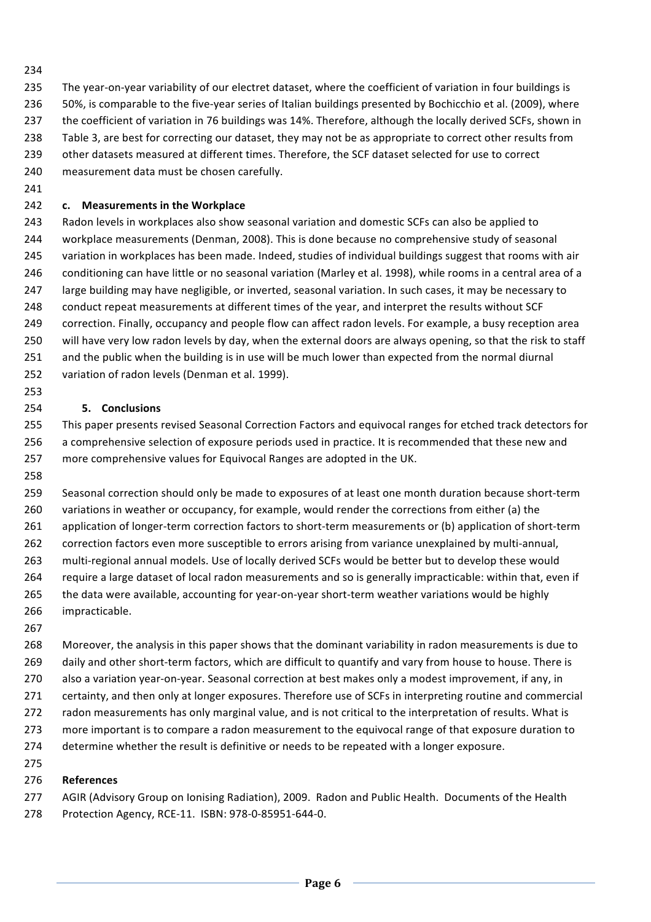The year-on-year variability of our electret dataset, where the coefficient of variation in four buildings is 50%, is comparable to the five-year series of Italian buildings presented by Bochicchio et al. (2009), where the coefficient of variation in 76 buildings was 14%. Therefore, although the locally derived SCFs, shown in Table 3, are best for correcting our dataset, they may not be as appropriate to correct other results from other datasets measured at different times. Therefore, the SCF dataset selected for use to correct measurement data must be chosen carefully.

### c. Measurements in the Workplace

Radon levels in workplaces also show seasonal variation and domestic SCFs can also be applied to workplace measurements (Denman, 2008). This is done because no comprehensive study of seasonal variation in workplaces has been made. Indeed, studies of individual buildings suggest that rooms with air conditioning can have little or no seasonal variation (Marley et al. 1998), while rooms in a central area of a large building may have negligible, or inverted, seasonal variation. In such cases, it may be necessary to conduct repeat measurements at different times of the year, and interpret the results without SCF correction. Finally, occupancy and people flow can affect radon levels. For example, a busy reception area will have very low radon levels by day, when the external doors are always opening, so that the risk to staff and the public when the building is in use will be much lower than expected from the normal diurnal variation of radon levels (Denman et al. 1999).

## 5. Conclusions

This paper presents revised Seasonal Correction Factors and equivocal ranges for etched track detectors for a comprehensive selection of exposure periods used in practice. It is recommended that these new and more comprehensive values for Equivocal Ranges are adopted in the UK.

Seasonal correction should only be made to exposures of at least one month duration because short-term variations in weather or occupancy, for example, would render the corrections from either (a) the application of longer-term correction factors to short-term measurements or (b) application of short-term correction factors even more susceptible to errors arising from variance unexplained by multi-annual, multi-regional annual models. Use of locally derived SCFs would be better but to develop these would require a large dataset of local radon measurements and so is generally impracticable: within that, even if the data were available, accounting for year-on-year short-term weather variations would be highly impracticable.

Moreover, the analysis in this paper shows that the dominant variability in radon measurements is due to daily and other short-term factors, which are difficult to quantify and vary from house to house. There is also a variation year-on-year. Seasonal correction at best makes only a modest improvement, if any, in certainty, and then only at longer exposures. Therefore use of SCFs in interpreting routine and commercial radon measurements has only marginal value, and is not critical to the interpretation of results. What is more important is to compare a radon measurement to the equivocal range of that exposure duration to determine whether the result is definitive or needs to be repeated with a longer exposure.

## References

AGIR (Advisory Group on Ionising Radiation), 2009. Radon and Public Health. Documents of the Health Protection Agency, RCE-11. ISBN: 978-0-85951-644-0.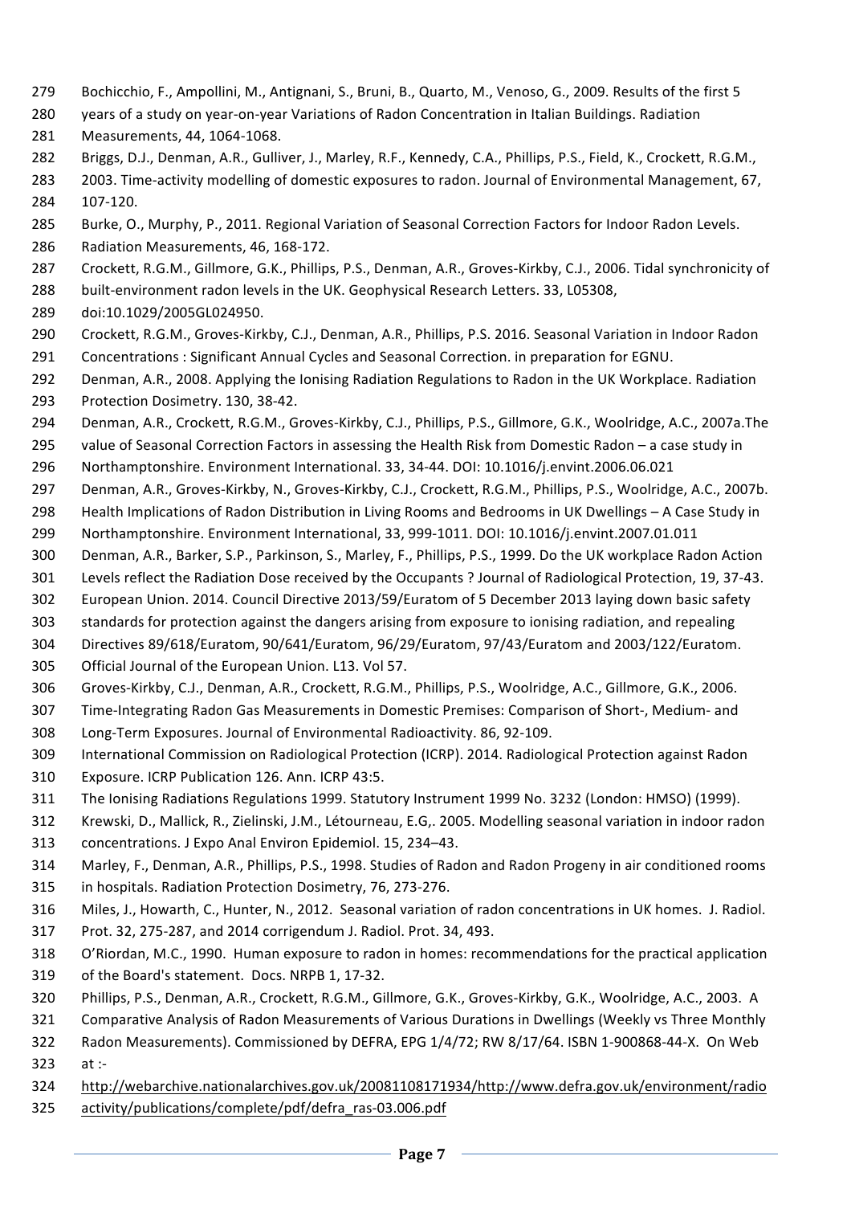Bochicchio, F., Ampollini, M., Antignani, S., Bruni, B., Quarto, M., Venoso, G., 2009. Results of the first 5 years of a study on year-on-year Variations of Radon Concentration in Italian Buildings. Radiation Measurements, 44, 1064-1068.

Briggs, D.J., Denman, A.R., Gulliver, J., Marley, R.F., Kennedy, C.A., Phillips, P.S., Field, K., Crockett, R.G.M., 2003. Time-activity modelling of domestic exposures to radon. Journal of Environmental Management, 67, 107-120.

Burke, O., Murphy, P., 2011. Regional Variation of Seasonal Correction Factors for Indoor Radon Levels. Radiation Measurements, 46, 168-172.

Crockett, R.G.M., Gillmore, G.K., Phillips, P.S., Denman, A.R., Groves-Kirkby, C.J., 2006. Tidal synchronicity of built-environment radon levels in the UK. Geophysical Research Letters. 33, L05308, doi:10.1029/2005GL024950.

Crockett, R.G.M., Groves-Kirkby, C.J., Denman, A.R., Phillips, P.S. 2016. Seasonal Variation in Indoor Radon Concentrations : Significant Annual Cycles and Seasonal Correction. in preparation for EGNU.

Denman, A.R., 2008. Applying the Ionising Radiation Regulations to Radon in the UK Workplace. Radiation Protection Dosimetry. 130, 38-42.

Denman, A.R., Crockett, R.G.M., Groves-Kirkby, C.J., Phillips, P.S., Gillmore, G.K., Woolridge, A.C., 2007a.The value of Seasonal Correction Factors in assessing the Health Risk from Domestic Radon – a case study in Northamptonshire. Environment International. 33, 34-44. DOI: 10.1016/j.envint.2006.06.021

Denman, A.R., Groves-Kirkby, N., Groves-Kirkby, C.J., Crockett, R.G.M., Phillips, P.S., Woolridge, A.C., 2007b. Health Implications of Radon Distribution in Living Rooms and Bedrooms in UK Dwellings – A Case Study in Northamptonshire. Environment International, 33, 999-1011. DOI: 10.1016/j.envint.2007.01.011

Denman, A.R., Barker, S.P., Parkinson, S., Marley, F., Phillips, P.S., 1999. Do the UK workplace Radon Action Levels reflect the Radiation Dose received by the Occupants ? Journal of Radiological Protection, 19, 37-43.

European Union. 2014. Council Directive 2013/59/Euratom of 5 December 2013 laying down basic safety standards for protection against the dangers arising from exposure to ionising radiation, and repealing Directives 89/618/Euratom, 90/641/Euratom, 96/29/Euratom, 97/43/Euratom and 2003/122/Euratom. Official Journal of the European Union. L13. Vol 57.

Groves-Kirkby, C.J., Denman, A.R., Crockett, R.G.M., Phillips, P.S., Woolridge, A.C., Gillmore, G.K., 2006. Time-Integrating Radon Gas Measurements in Domestic Premises: Comparison of Short-, Medium- and Long-Term Exposures. Journal of Environmental Radioactivity. 86, 92-109.

International Commission on Radiological Protection (ICRP). 2014. Radiological Protection against Radon Exposure. ICRP Publication 126. Ann. ICRP 43:5.

The Ionising Radiations Regulations 1999. Statutory Instrument 1999 No. 3232 (London: HMSO) (1999).

Krewski, D., Mallick, R., Zielinski, J.M., Létourneau, E.G,. 2005. Modelling seasonal variation in indoor radon concentrations. J Expo Anal Environ Epidemiol. 15, 234–43.

Marley, F., Denman, A.R., Phillips, P.S., 1998. Studies of Radon and Radon Progeny in air conditioned rooms in hospitals. Radiation Protection Dosimetry, 76, 273-276.

Miles, J., Howarth, C., Hunter, N., 2012. Seasonal variation of radon concentrations in UK homes. J. Radiol. Prot. 32, 275-287, and 2014 corrigendum J. Radiol. Prot. 34, 493.

O'Riordan, M.C., 1990. Human exposure to radon in homes: recommendations for the practical application of the Board's statement. Docs. NRPB 1, 17-32.

Phillips, P.S., Denman, A.R., Crockett, R.G.M., Gillmore, G.K., Groves-Kirkby, G.K., Woolridge, A.C., 2003. A Comparative Analysis of Radon Measurements of Various Durations in Dwellings (Weekly vs Three Monthly Radon Measurements). Commissioned by DEFRA, EPG 1/4/72; RW 8/17/64. ISBN 1-900868-44-X. On Web at :- http://webarchive.nationalarchives.gov.uk/20081108171934/http://www.defra.gov.uk/environment/radioactivity/publications/complete/pdf/defra_ras-03.006.pdf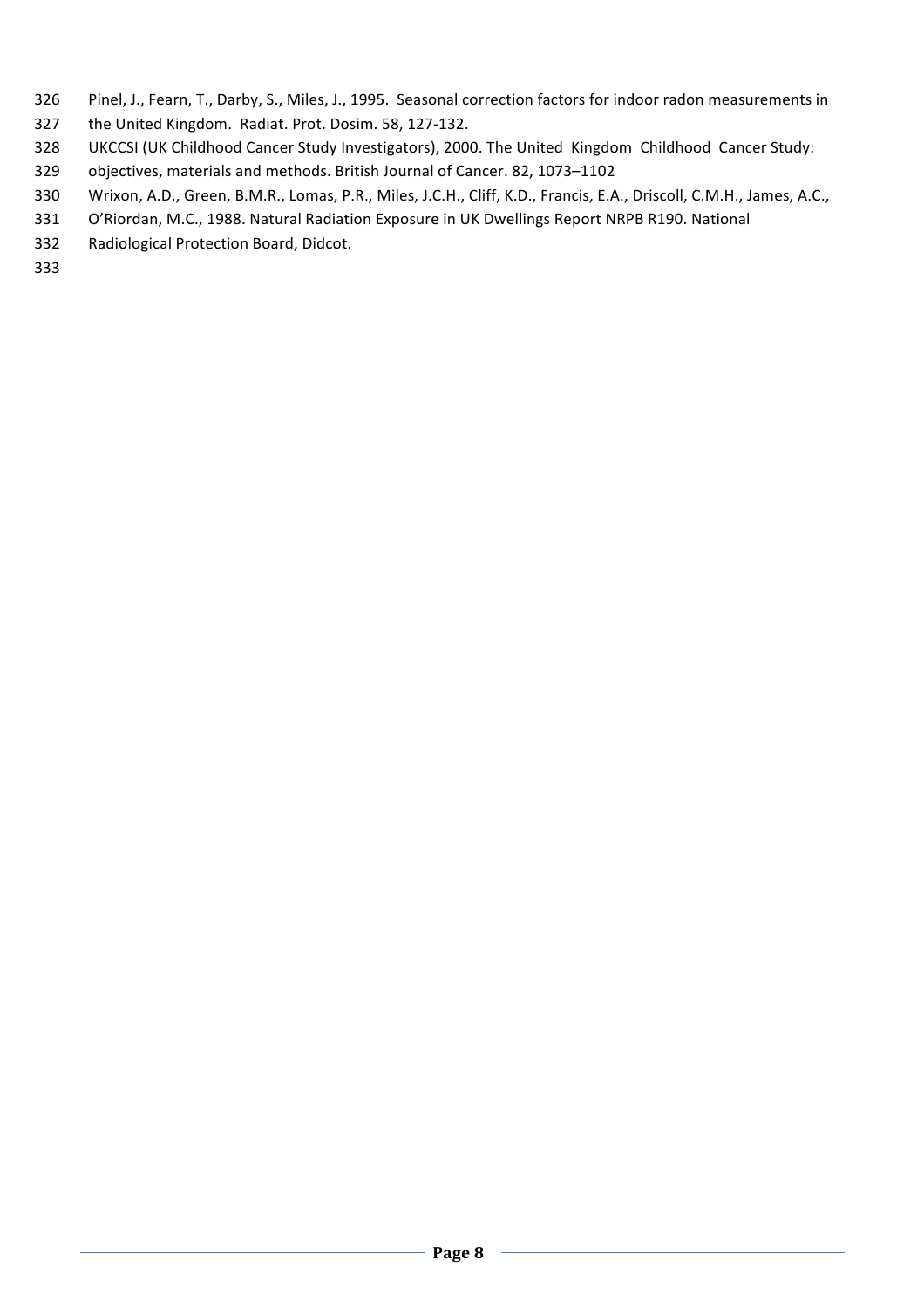Pinel, J., Fearn, T., Darby, S., Miles, J., 1995. Seasonal correction factors for indoor radon measurements in the United Kingdom. Radiat. Prot. Dosim. 58, 127-132.

UKCCSI (UK Childhood Cancer Study Investigators), 2000. The United Kingdom Childhood Cancer Study: objectives, materials and methods. British Journal of Cancer. 82, 1073–1102

Wrixon, A.D., Green, B.M.R., Lomas, P.R., Miles, J.C.H., Cliff, K.D., Francis, E.A., Driscoll, C.M.H., James, A.C., O'Riordan, M.C., 1988. Natural Radiation Exposure in UK Dwellings Report NRPB R190. National Radiological Protection Board, Didcot.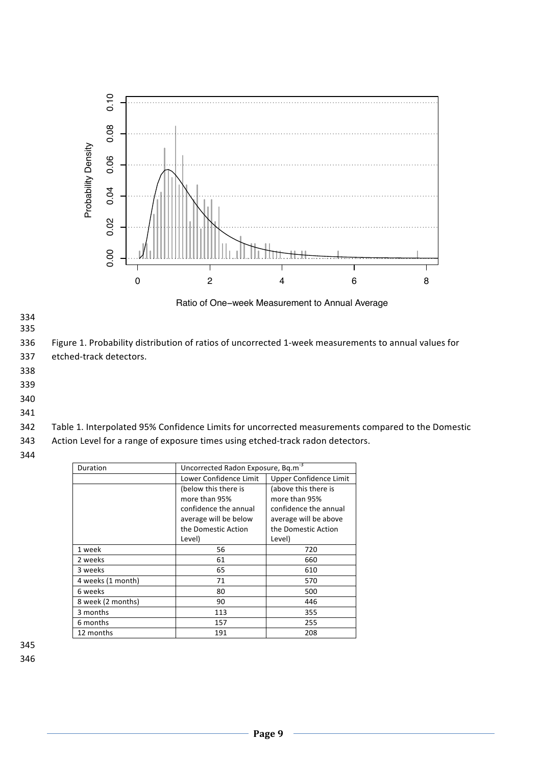0.10
0.08
0.06
0.04
0.02
0.00

Probability Density

0 2 4 6 8

Ratio of One−week Measurement to Annual Average

Figure 1. Probability distribution of ratios of uncorrected 1-week measurements to annual values for etched-track detectors.

Table 1. Interpolated 95% Confidence Limits for uncorrected measurements compared to the Domestic Action Level for a range of exposure times using etched-track radon detectors.

| Duration | Uncorrected Radon Exposure, Bq.m$^{-3}$ | |
|---|---|---|
| | Lower Confidence Limit | Upper Confidence Limit |
| | (below this there is more than 95% confidence the annual average will be below the Domestic Action Level) | (above this there is more than 95% confidence the annual average will be above the Domestic Action Level) |
| 1 week | 56 | 720 |
| 2 weeks | 61 | 660 |
| 3 weeks | 65 | 610 |
| 4 weeks (1 month) | 71 | 570 |
| 6 weeks | 80 | 500 |
| 8 week (2 months) | 90 | 446 |
| 3 months | 113 | 355 |
| 6 months | 157 | 255 |
| 12 months | 191 | 208 |